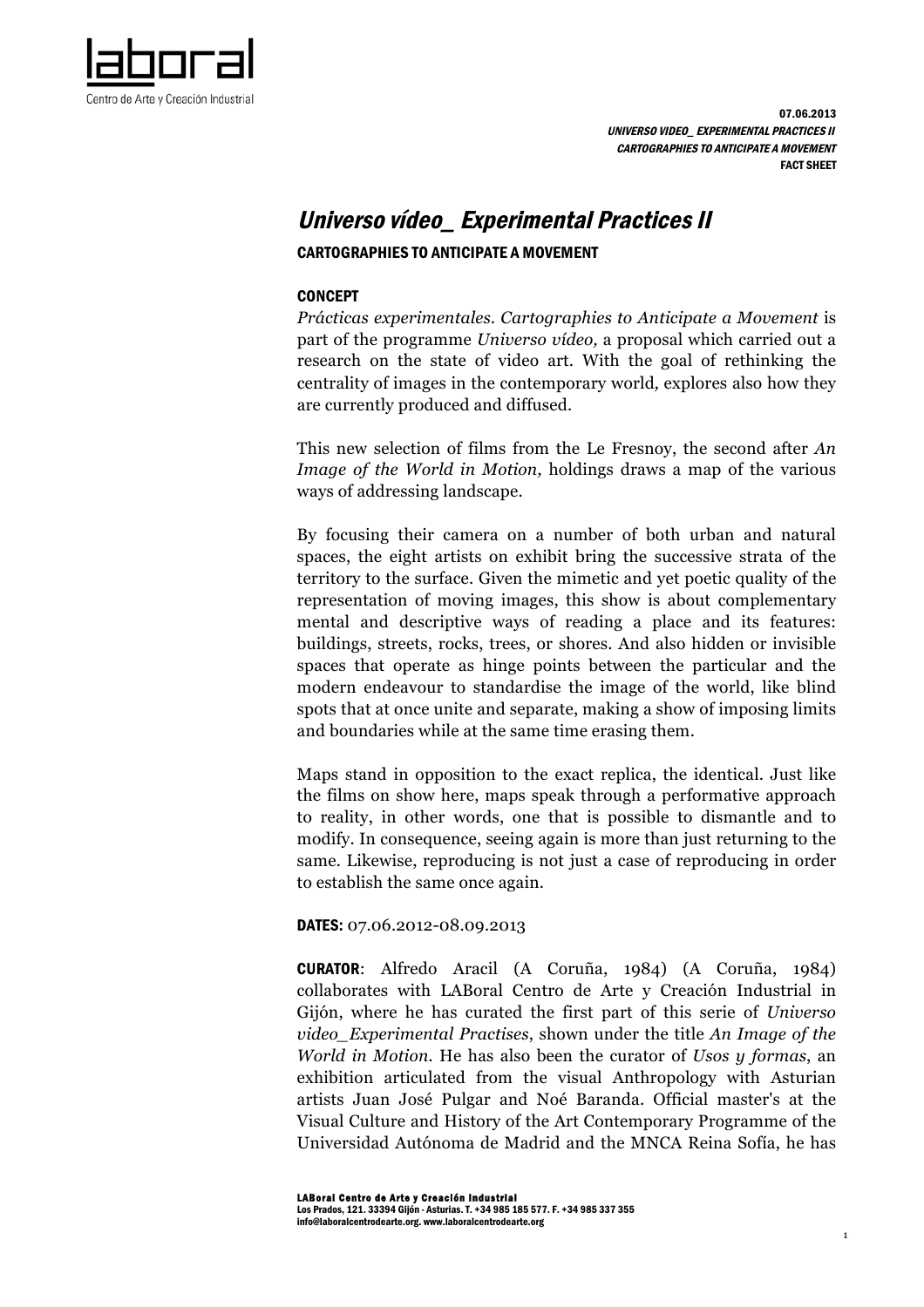07.06.2013
*UNIVERSO VIDEO_ EXPERIMENTAL PRACTICES II*
*CARTOGRAPHIES TO ANTICIPATE A MOVEMENT*
**FACT SHEET**

# *Universo vídeo_ Experimental Practices II*

**CARTOGRAPHIES TO ANTICIPATE A MOVEMENT**

**CONCEPT**

*Prácticas experimentales. Cartographies to Anticipate a Movement* is part of the programme *Universo vídeo,* a proposal which carried out a research on the state of video art. With the goal of rethinking the centrality of images in the contemporary world*,* explores also how they are currently produced and diffused.

This new selection of films from the Le Fresnoy, the second after *An Image of the World in Motion,* holdings draws a map of the various ways of addressing landscape.

By focusing their camera on a number of both urban and natural spaces, the eight artists on exhibit bring the successive strata of the territory to the surface. Given the mimetic and yet poetic quality of the representation of moving images, this show is about complementary mental and descriptive ways of reading a place and its features: buildings, streets, rocks, trees, or shores. And also hidden or invisible spaces that operate as hinge points between the particular and the modern endeavour to standardise the image of the world, like blind spots that at once unite and separate, making a show of imposing limits and boundaries while at the same time erasing them.

Maps stand in opposition to the exact replica, the identical. Just like the films on show here, maps speak through a performative approach to reality, in other words, one that is possible to dismantle and to modify. In consequence, seeing again is more than just returning to the same. Likewise, reproducing is not just a case of reproducing in order to establish the same once again.

**DATES:** 07.06.2012-08.09.2013

**CURATOR**: Alfredo Aracil (A Coruña, 1984) (A Coruña, 1984) collaborates with LABoral Centro de Arte y Creación Industrial in Gijón, where he has curated the first part of this serie of *Universo video_Experimental Practises*, shown under the title *An Image of the World in Motion.* He has also been the curator of *Usos y formas*, an exhibition articulated from the visual Anthropology with Asturian artists Juan José Pulgar and Noé Baranda. Official master's at the Visual Culture and History of the Art Contemporary Programme of the Universidad Autónoma de Madrid and the MNCA Reina Sofía, he has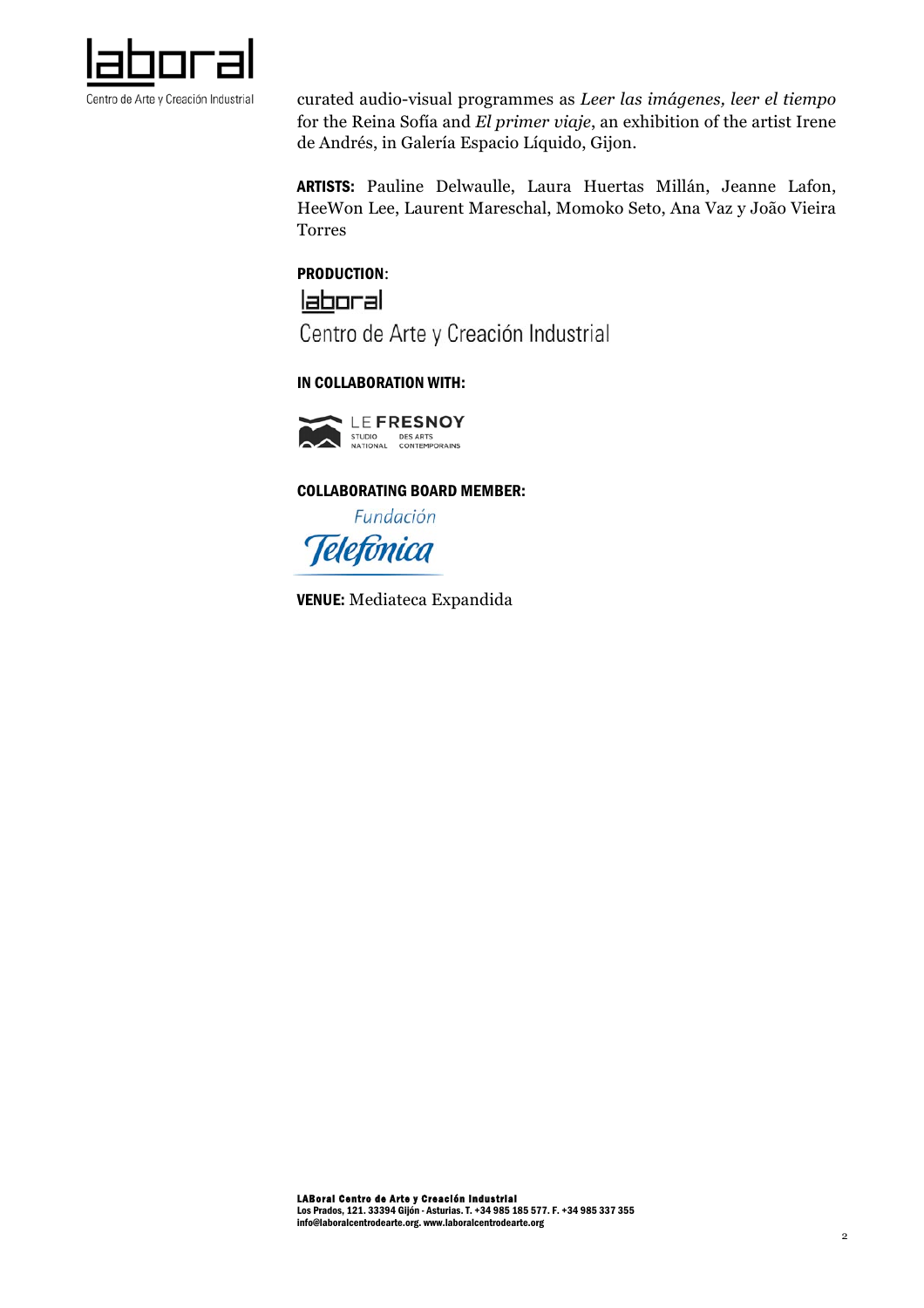curated audio-visual programmes as *Leer las imágenes, leer el tiempo* for the Reina Sofía and *El primer viaje*, an exhibition of the artist Irene de Andrés, in Galería Espacio Líquido, Gijon.

**ARTISTS:** Pauline Delwaulle, Laura Huertas Millán, Jeanne Lafon, HeeWon Lee, Laurent Mareschal, Momoko Seto, Ana Vaz y João Vieira Torres

**PRODUCTION**:

laboral
Centro de Arte y Creación Industrial

**IN COLLABORATION WITH:**

LE FRESNOY
STUDIO NATIONAL DES ARTS CONTEMPORAINS

**COLLABORATING BOARD MEMBER:**

Fundación Telefónica

**VENUE:** Mediateca Expandida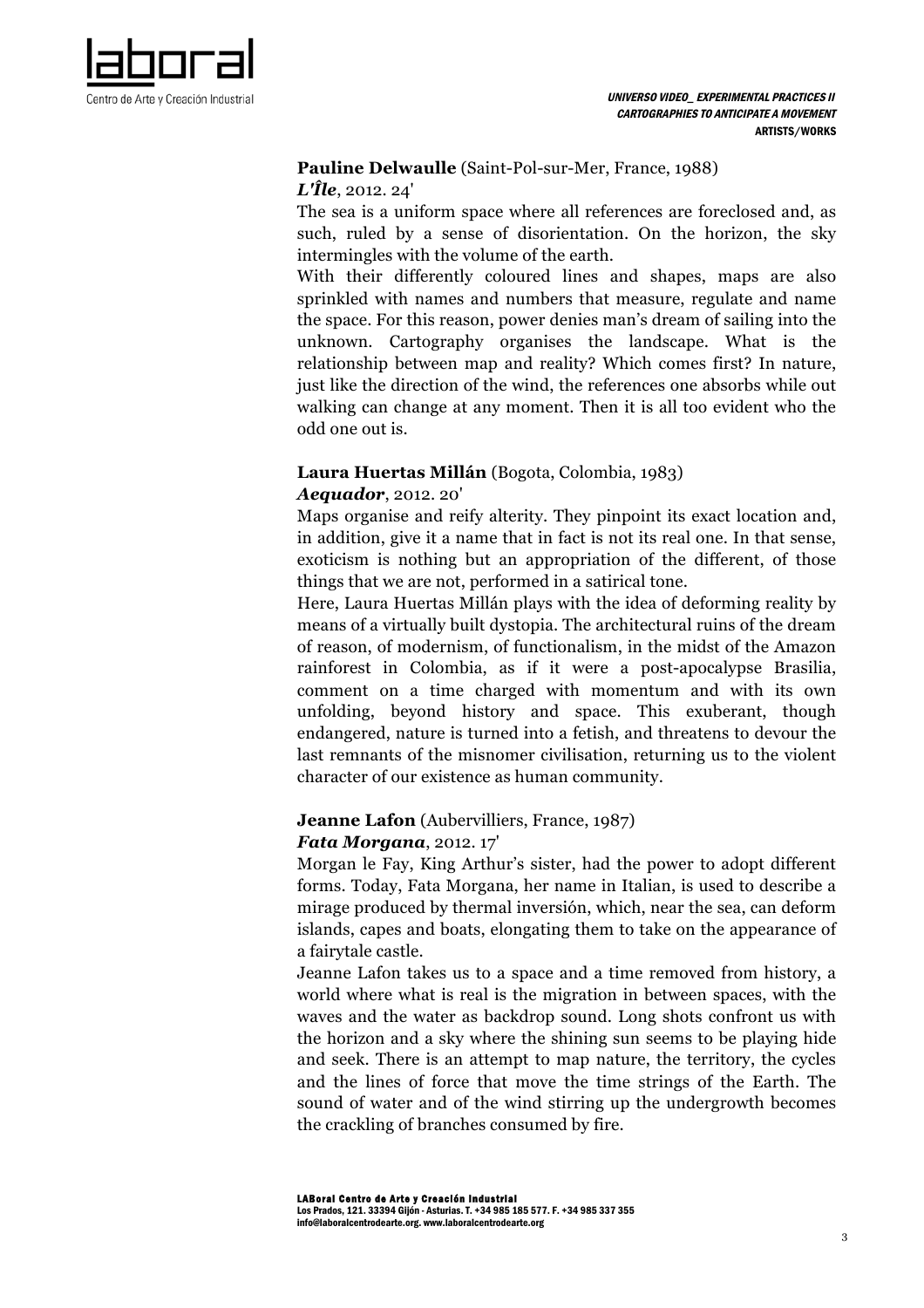**Pauline Delwaulle** (Saint-Pol-sur-Mer, France, 1988)
***L'Île***, 2012. 24'

The sea is a uniform space where all references are foreclosed and, as such, ruled by a sense of disorientation. On the horizon, the sky intermingles with the volume of the earth.

With their differently coloured lines and shapes, maps are also sprinkled with names and numbers that measure, regulate and name the space. For this reason, power denies man's dream of sailing into the unknown. Cartography organises the landscape. What is the relationship between map and reality? Which comes first? In nature, just like the direction of the wind, the references one absorbs while out walking can change at any moment. Then it is all too evident who the odd one out is.

**Laura Huertas Millán** (Bogota, Colombia, 1983)
***Aequador***, 2012. 20'

Maps organise and reify alterity. They pinpoint its exact location and, in addition, give it a name that in fact is not its real one. In that sense, exoticism is nothing but an appropriation of the different, of those things that we are not, performed in a satirical tone.

Here, Laura Huertas Millán plays with the idea of deforming reality by means of a virtually built dystopia. The architectural ruins of the dream of reason, of modernism, of functionalism, in the midst of the Amazon rainforest in Colombia, as if it were a post-apocalypse Brasilia, comment on a time charged with momentum and with its own unfolding, beyond history and space. This exuberant, though endangered, nature is turned into a fetish, and threatens to devour the last remnants of the misnomer civilisation, returning us to the violent character of our existence as human community.

**Jeanne Lafon** (Aubervilliers, France, 1987)
***Fata Morgana***, 2012. 17'

Morgan le Fay, King Arthur's sister, had the power to adopt different forms. Today, Fata Morgana, her name in Italian, is used to describe a mirage produced by thermal inversión, which, near the sea, can deform islands, capes and boats, elongating them to take on the appearance of a fairytale castle.

Jeanne Lafon takes us to a space and a time removed from history, a world where what is real is the migration in between spaces, with the waves and the water as backdrop sound. Long shots confront us with the horizon and a sky where the shining sun seems to be playing hide and seek. There is an attempt to map nature, the territory, the cycles and the lines of force that move the time strings of the Earth. The sound of water and of the wind stirring up the undergrowth becomes the crackling of branches consumed by fire.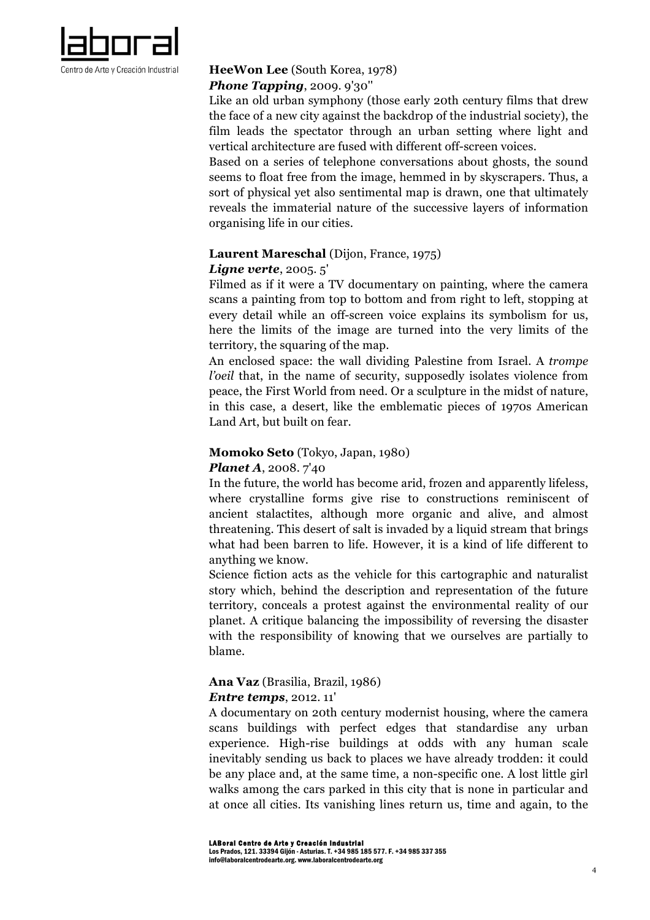**HeeWon Lee** (South Korea, 1978)
***Phone Tapping***, 2009. 9'30''

Like an old urban symphony (those early 20th century films that drew the face of a new city against the backdrop of the industrial society), the film leads the spectator through an urban setting where light and vertical architecture are fused with different off-screen voices.

Based on a series of telephone conversations about ghosts, the sound seems to float free from the image, hemmed in by skyscrapers. Thus, a sort of physical yet also sentimental map is drawn, one that ultimately reveals the immaterial nature of the successive layers of information organising life in our cities.

**Laurent Mareschal** (Dijon, France, 1975)
***Ligne verte***, 2005. 5'

Filmed as if it were a TV documentary on painting, where the camera scans a painting from top to bottom and from right to left, stopping at every detail while an off-screen voice explains its symbolism for us, here the limits of the image are turned into the very limits of the territory, the squaring of the map.

An enclosed space: the wall dividing Palestine from Israel. A *trompe l'oeil* that, in the name of security, supposedly isolates violence from peace, the First World from need. Or a sculpture in the midst of nature, in this case, a desert, like the emblematic pieces of 1970s American Land Art, but built on fear.

**Momoko Seto** (Tokyo, Japan, 1980)
***Planet A***, 2008. 7'40

In the future, the world has become arid, frozen and apparently lifeless, where crystalline forms give rise to constructions reminiscent of ancient stalactites, although more organic and alive, and almost threatening. This desert of salt is invaded by a liquid stream that brings what had been barren to life. However, it is a kind of life different to anything we know.

Science fiction acts as the vehicle for this cartographic and naturalist story which, behind the description and representation of the future territory, conceals a protest against the environmental reality of our planet. A critique balancing the impossibility of reversing the disaster with the responsibility of knowing that we ourselves are partially to blame.

**Ana Vaz** (Brasilia, Brazil, 1986)
***Entre temps***, 2012. 11'

A documentary on 20th century modernist housing, where the camera scans buildings with perfect edges that standardise any urban experience. High-rise buildings at odds with any human scale inevitably sending us back to places we have already trodden: it could be any place and, at the same time, a non-specific one. A lost little girl walks among the cars parked in this city that is none in particular and at once all cities. Its vanishing lines return us, time and again, to the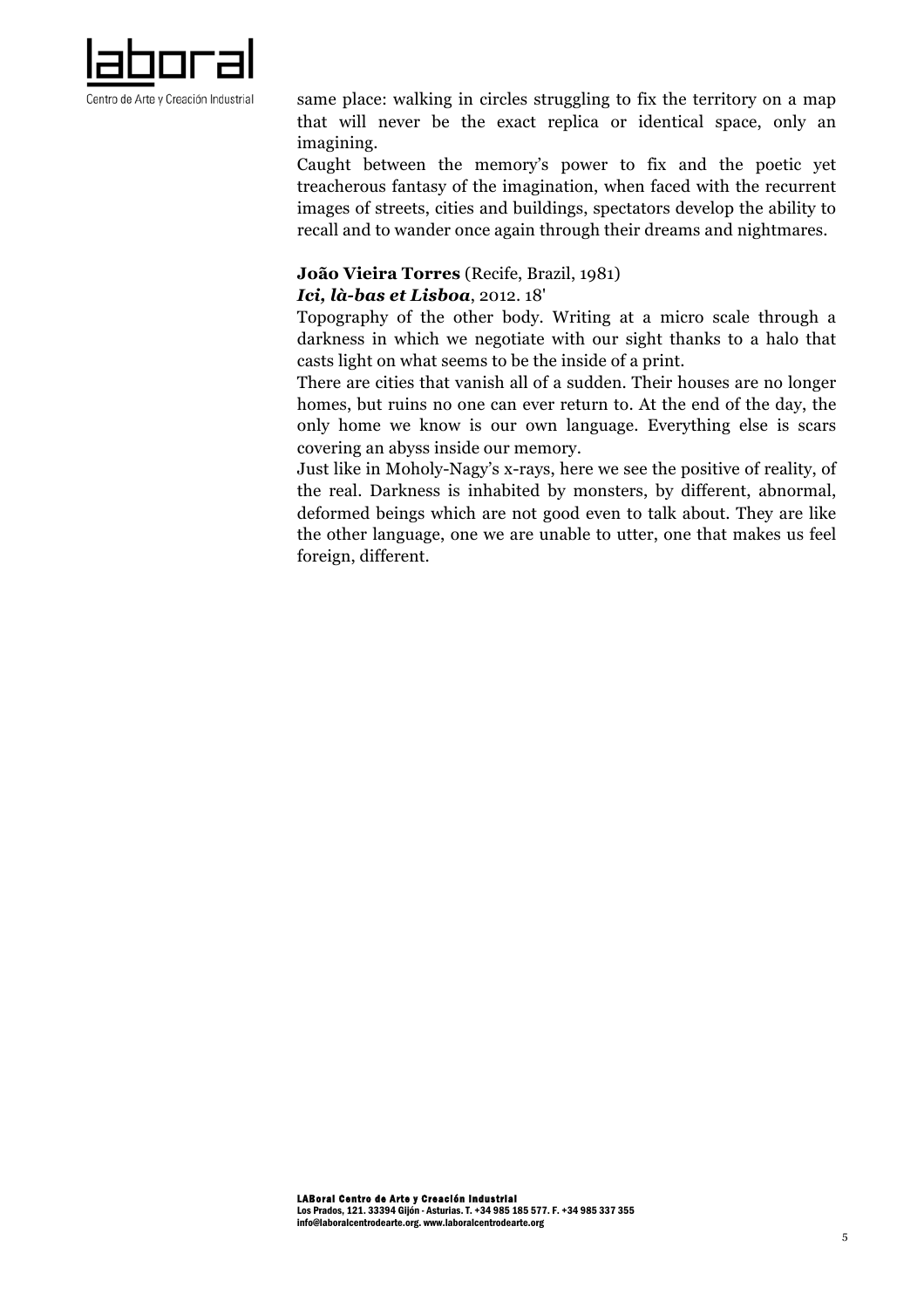same place: walking in circles struggling to fix the territory on a map that will never be the exact replica or identical space, only an imagining.

Caught between the memory's power to fix and the poetic yet treacherous fantasy of the imagination, when faced with the recurrent images of streets, cities and buildings, spectators develop the ability to recall and to wander once again through their dreams and nightmares.

**João Vieira Torres** (Recife, Brazil, 1981)
***Ici, là-bas et Lisboa***, 2012. 18'

Topography of the other body. Writing at a micro scale through a darkness in which we negotiate with our sight thanks to a halo that casts light on what seems to be the inside of a print.

There are cities that vanish all of a sudden. Their houses are no longer homes, but ruins no one can ever return to. At the end of the day, the only home we know is our own language. Everything else is scars covering an abyss inside our memory.

Just like in Moholy-Nagy's x-rays, here we see the positive of reality, of the real. Darkness is inhabited by monsters, by different, abnormal, deformed beings which are not good even to talk about. They are like the other language, one we are unable to utter, one that makes us feel foreign, different.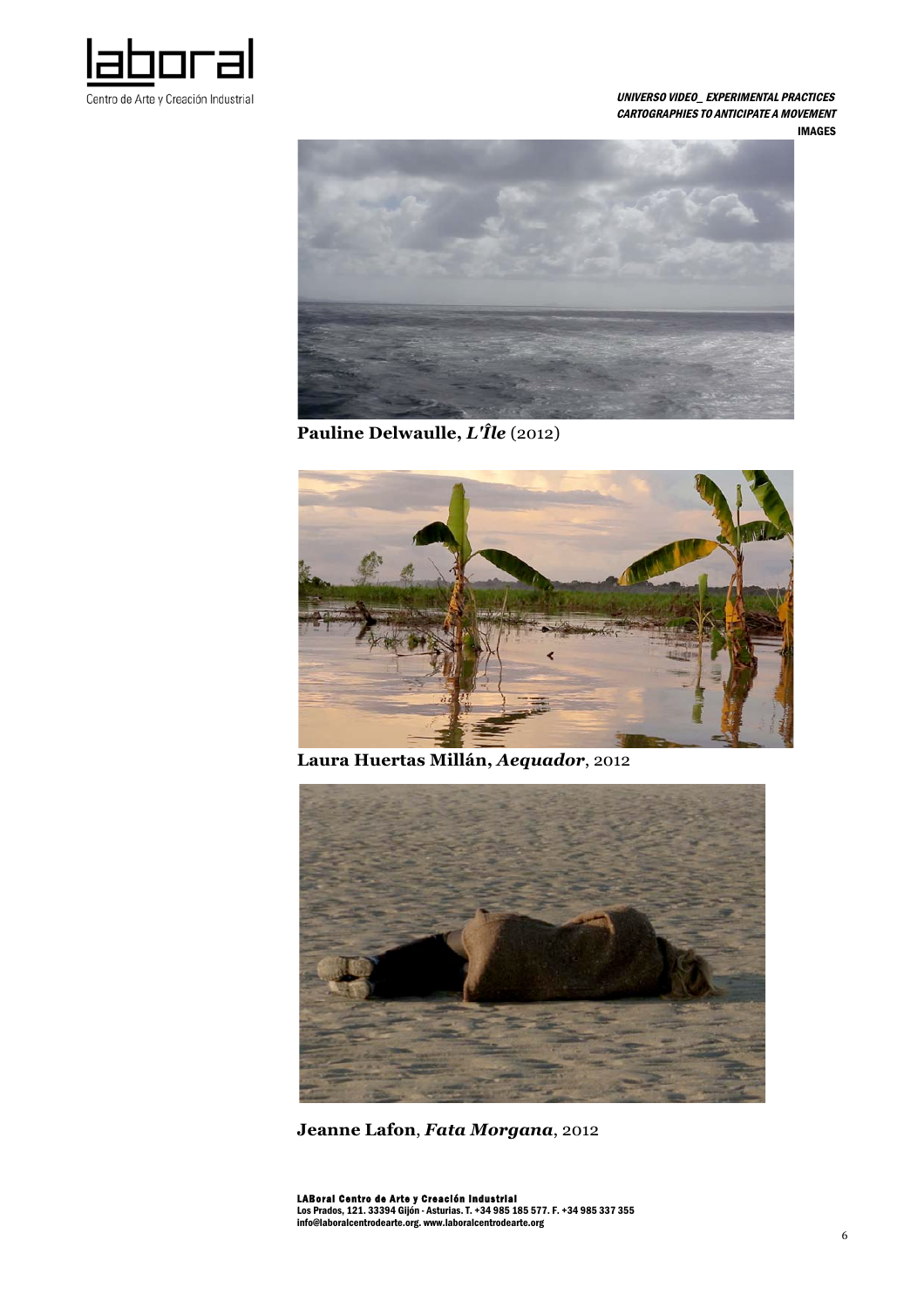**Pauline Delwaulle, *L'Île*** (2012)

**Laura Huertas Millán, *Aequador***, 2012

**Jeanne Lafon**, ***Fata Morgana***, 2012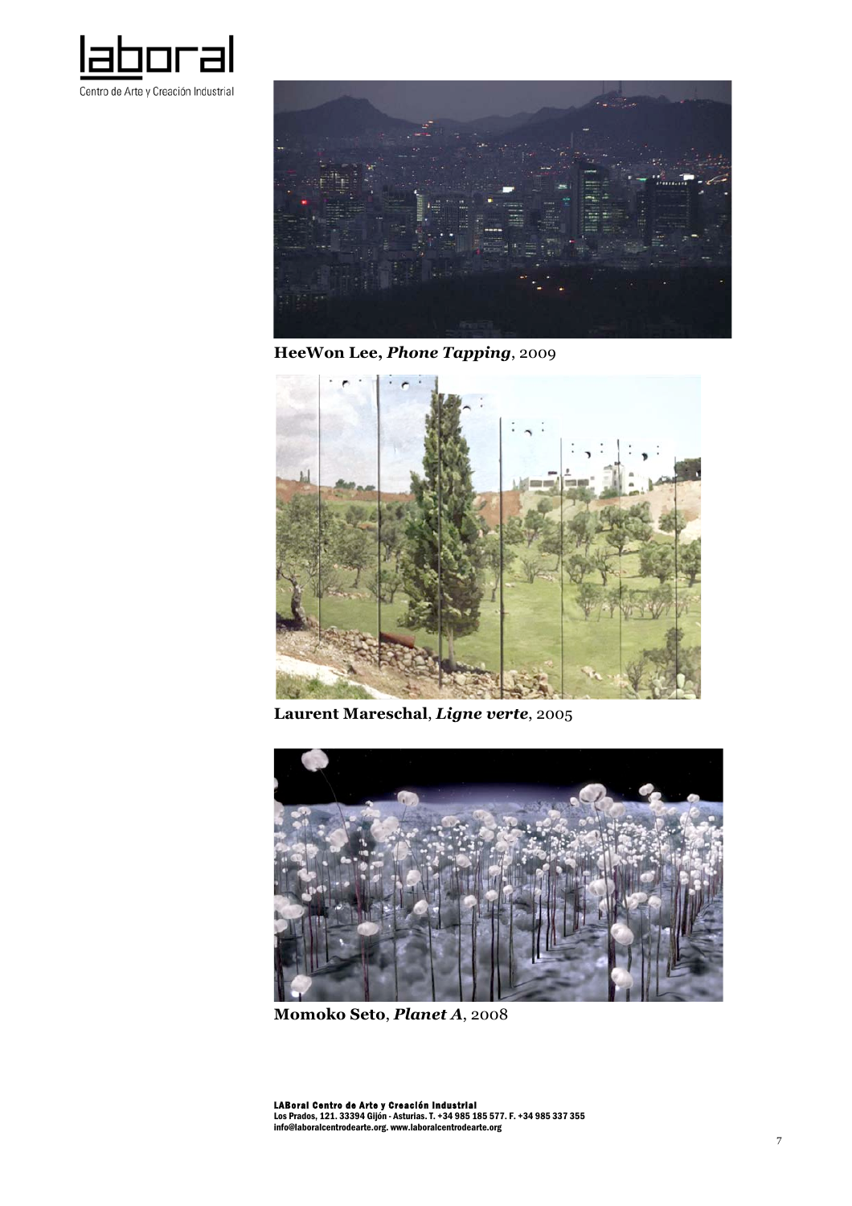**HeeWon Lee, *Phone Tapping*, 2009**

**Laurent Mareschal, *Ligne verte*, 2005**

**Momoko Seto, *Planet A*, 2008**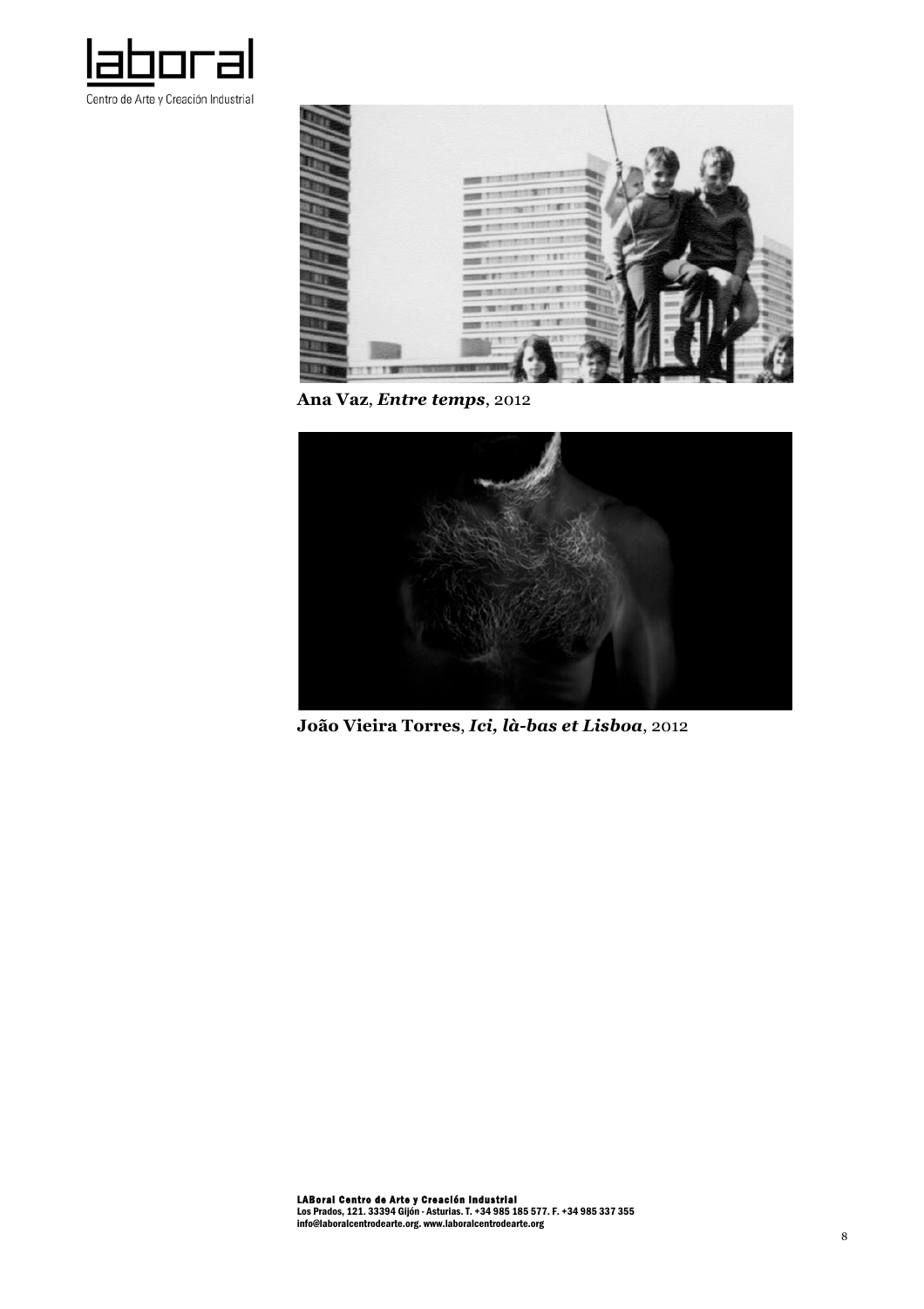**Ana Vaz**, ***Entre temps***, 2012

**João Vieira Torres**, ***Ici, là-bas et Lisboa***, 2012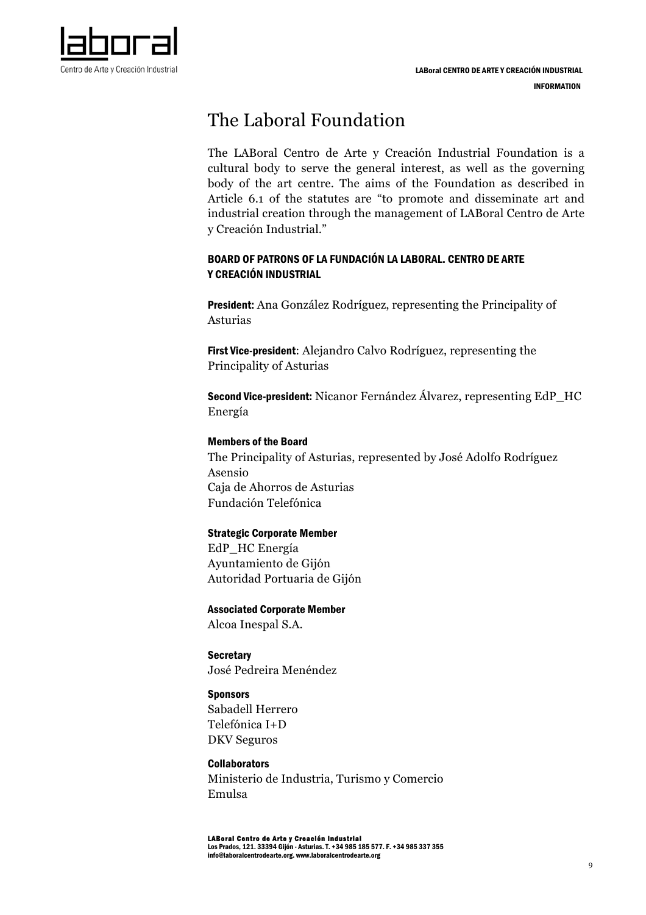# The Laboral Foundation

The LABoral Centro de Arte y Creación Industrial Foundation is a cultural body to serve the general interest, as well as the governing body of the art centre. The aims of the Foundation as described in Article 6.1 of the statutes are "to promote and disseminate art and industrial creation through the management of LABoral Centro de Arte y Creación Industrial."

## BOARD OF PATRONS OF LA FUNDACIÓN LA LABORAL. CENTRO DE ARTE Y CREACIÓN INDUSTRIAL

**President:** Ana González Rodríguez, representing the Principality of Asturias

**First Vice-president**: Alejandro Calvo Rodríguez, representing the Principality of Asturias

**Second Vice-president:** Nicanor Fernández Álvarez, representing EdP_HC Energía

**Members of the Board**
The Principality of Asturias, represented by José Adolfo Rodríguez Asensio
Caja de Ahorros de Asturias
Fundación Telefónica

**Strategic Corporate Member**
EdP_HC Energía
Ayuntamiento de Gijón
Autoridad Portuaria de Gijón

**Associated Corporate Member**
Alcoa Inespal S.A.

**Secretary**
José Pedreira Menéndez

**Sponsors**
Sabadell Herrero
Telefónica I+D
DKV Seguros

**Collaborators**
Ministerio de Industria, Turismo y Comercio
Emulsa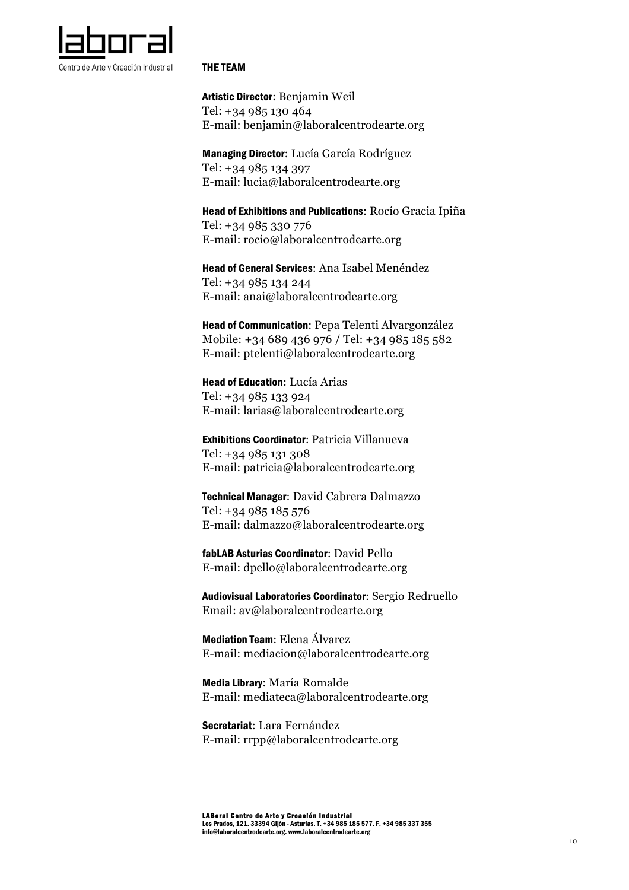## THE TEAM

**Artistic Director**: Benjamin Weil
Tel: +34 985 130 464
E-mail: benjamin@laboralcentrodearte.org

**Managing Director**: Lucía García Rodríguez
Tel: +34 985 134 397
E-mail: lucia@laboralcentrodearte.org

**Head of Exhibitions and Publications**: Rocío Gracia Ipiña
Tel: +34 985 330 776
E-mail: rocio@laboralcentrodearte.org

**Head of General Services**: Ana Isabel Menéndez
Tel: +34 985 134 244
E-mail: anai@laboralcentrodearte.org

**Head of Communication**: Pepa Telenti Alvargonzález
Mobile: +34 689 436 976 / Tel: +34 985 185 582
E-mail: ptelenti@laboralcentrodearte.org

**Head of Education**: Lucía Arias
Tel: +34 985 133 924
E-mail: larias@laboralcentrodearte.org

**Exhibitions Coordinator**: Patricia Villanueva
Tel: +34 985 131 308
E-mail: patricia@laboralcentrodearte.org

**Technical Manager**: David Cabrera Dalmazzo
Tel: +34 985 185 576
E-mail: dalmazzo@laboralcentrodearte.org

**fabLAB Asturias Coordinator**: David Pello
E-mail: dpello@laboralcentrodearte.org

**Audiovisual Laboratories Coordinator**: Sergio Redruello
Email: av@laboralcentrodearte.org

**Mediation Team**: Elena Álvarez
E-mail: mediacion@laboralcentrodearte.org

**Media Library**: María Romalde
E-mail: mediateca@laboralcentrodearte.org

**Secretariat**: Lara Fernández
E-mail: rrpp@laboralcentrodearte.org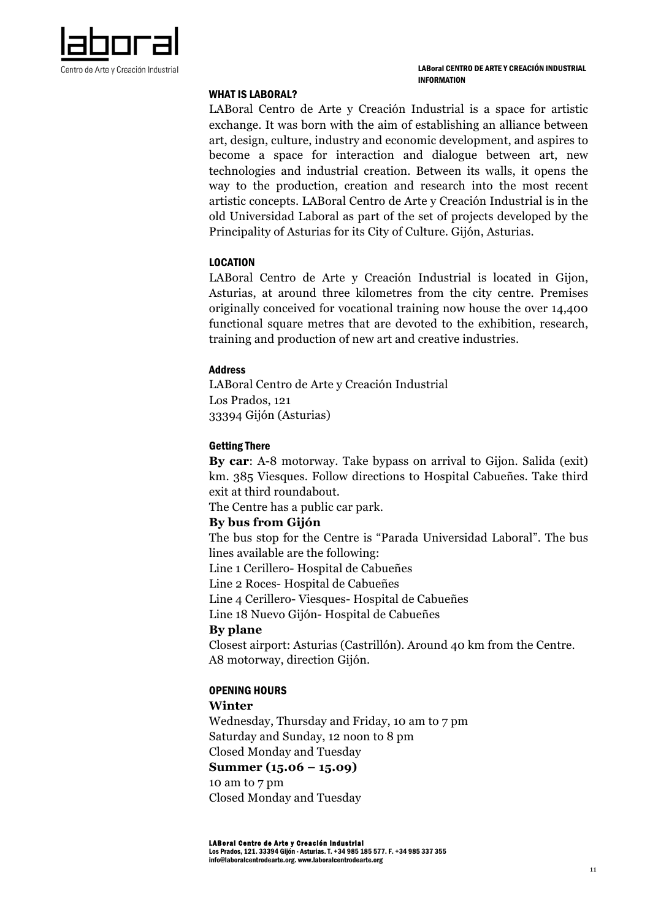## WHAT IS LABORAL?

LABoral Centro de Arte y Creación Industrial is a space for artistic exchange. It was born with the aim of establishing an alliance between art, design, culture, industry and economic development, and aspires to become a space for interaction and dialogue between art, new technologies and industrial creation. Between its walls, it opens the way to the production, creation and research into the most recent artistic concepts. LABoral Centro de Arte y Creación Industrial is in the old Universidad Laboral as part of the set of projects developed by the Principality of Asturias for its City of Culture. Gijón, Asturias.

## LOCATION

LABoral Centro de Arte y Creación Industrial is located in Gijon, Asturias, at around three kilometres from the city centre. Premises originally conceived for vocational training now house the over 14,400 functional square metres that are devoted to the exhibition, research, training and production of new art and creative industries.

### Address

LABoral Centro de Arte y Creación Industrial
Los Prados, 121
33394 Gijón (Asturias)

### Getting There

**By car**: A-8 motorway. Take bypass on arrival to Gijon. Salida (exit) km. 385 Viesques. Follow directions to Hospital Cabueñes. Take third exit at third roundabout.

The Centre has a public car park.

**By bus from Gijón**

The bus stop for the Centre is "Parada Universidad Laboral". The bus lines available are the following:

Line 1 Cerillero- Hospital de Cabueñes
Line 2 Roces- Hospital de Cabueñes
Line 4 Cerillero- Viesques- Hospital de Cabueñes
Line 18 Nuevo Gijón- Hospital de Cabueñes

**By plane**

Closest airport: Asturias (Castrillón). Around 40 km from the Centre.
A8 motorway, direction Gijón.

## OPENING HOURS

**Winter**

Wednesday, Thursday and Friday, 10 am to 7 pm
Saturday and Sunday, 12 noon to 8 pm
Closed Monday and Tuesday

**Summer (15.06 – 15.09)**

10 am to 7 pm
Closed Monday and Tuesday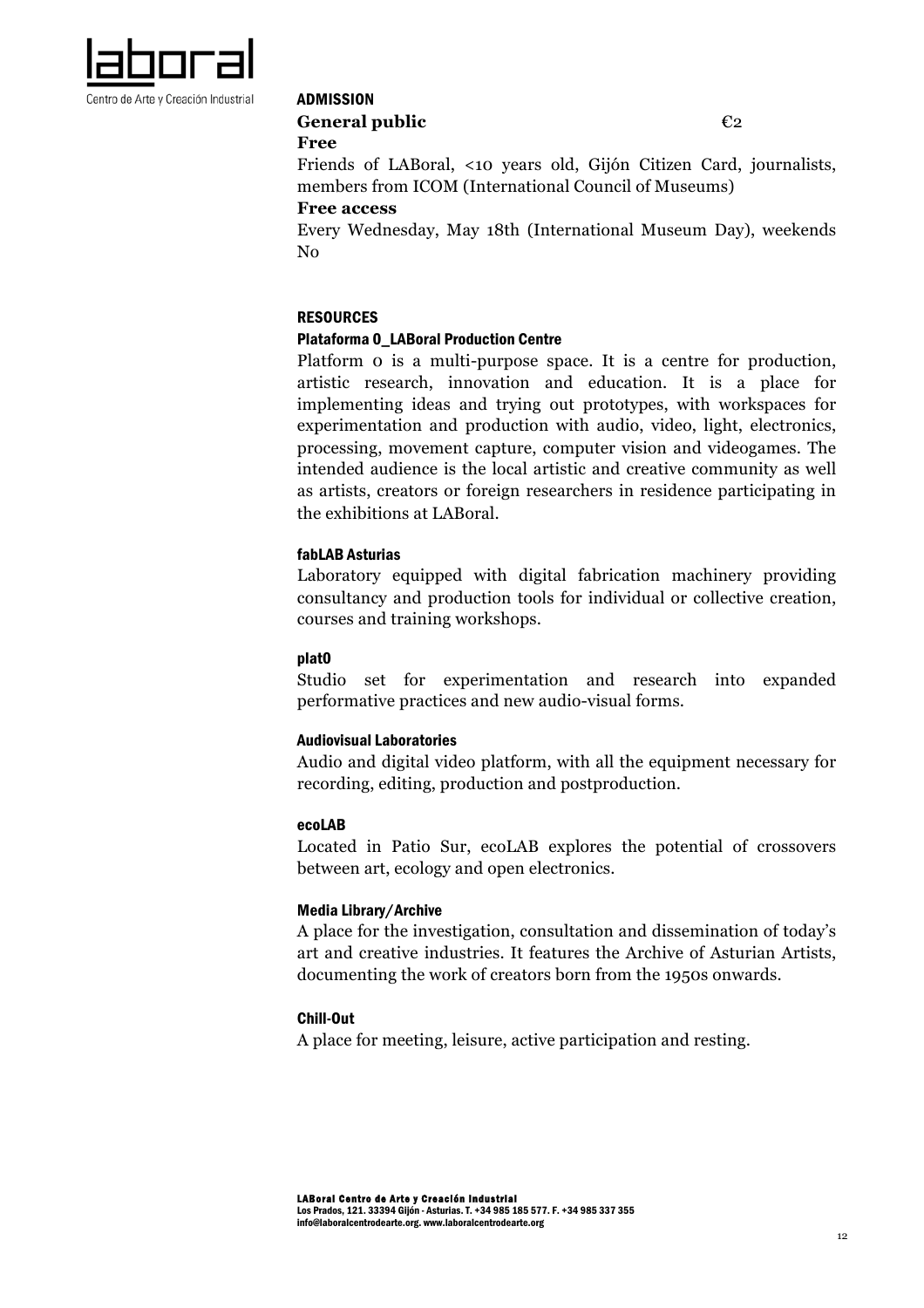## ADMISSION

**General public** €2

**Free**

Friends of LABoral, <10 years old, Gijón Citizen Card, journalists, members from ICOM (International Council of Museums)

**Free access**

Every Wednesday, May 18th (International Museum Day), weekends No

## RESOURCES

### Plataforma 0_LABoral Production Centre

Platform 0 is a multi-purpose space. It is a centre for production, artistic research, innovation and education. It is a place for implementing ideas and trying out prototypes, with workspaces for experimentation and production with audio, video, light, electronics, processing, movement capture, computer vision and videogames. The intended audience is the local artistic and creative community as well as artists, creators or foreign researchers in residence participating in the exhibitions at LABoral.

### fabLAB Asturias

Laboratory equipped with digital fabrication machinery providing consultancy and production tools for individual or collective creation, courses and training workshops.

### plat0

Studio set for experimentation and research into expanded performative practices and new audio-visual forms.

### Audiovisual Laboratories

Audio and digital video platform, with all the equipment necessary for recording, editing, production and postproduction.

### ecoLAB

Located in Patio Sur, ecoLAB explores the potential of crossovers between art, ecology and open electronics.

### Media Library/Archive

A place for the investigation, consultation and dissemination of today's art and creative industries. It features the Archive of Asturian Artists, documenting the work of creators born from the 1950s onwards.

### Chill-Out

A place for meeting, leisure, active participation and resting.